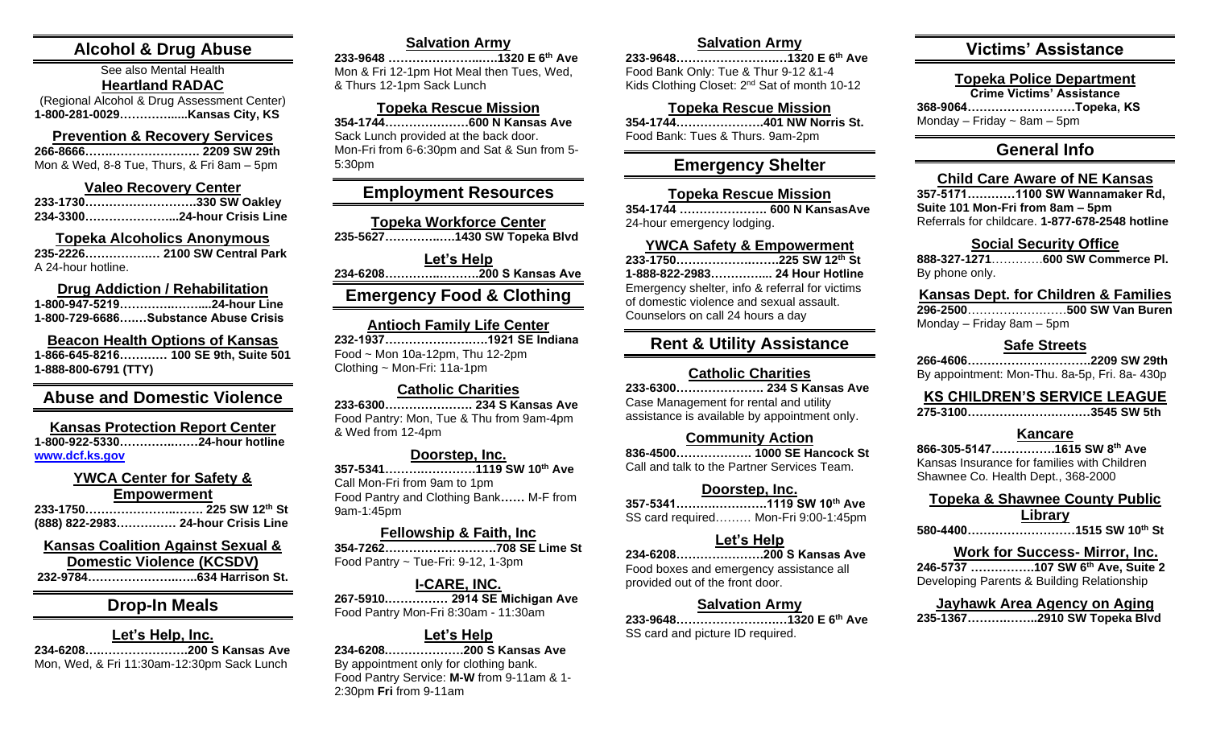## Alcohol & Drug Abuse

See also Mental Health

### Heartland RADAC

(Regional Alcohol & Drug Assessment Center)
**1-800-281-0029…………......Kansas City, KS**

### Prevention & Recovery Services

**266-8666…….………………. 2209 SW 29th**
Mon & Wed, 8-8 Tue, Thurs, & Fri 8am – 5pm

### Valeo Recovery Center

**233-1730……………………..330 SW Oakley**
**234-3300…………………...24-hour Crisis Line**

### Topeka Alcoholics Anonymous

**235-2226……………… 2100 SW Central Park**
A 24-hour hotline.

### Drug Addiction / Rehabilitation

**1-800-947-5219………….……...24-hour Line**
**1-800-729-6686…….Substance Abuse Crisis**

### Beacon Health Options of Kansas

**1-866-645-8216………… 100 SE 9th, Suite 501**
**1-888-800-6791 (TTY)**

## Abuse and Domestic Violence

### Kansas Protection Report Center

**1-800-922-5330……………..….24-hour hotline**
**www.dcf.ks.gov**

### YWCA Center for Safety & Empowerment

**233-1750……………………..….. 225 SW 12th St**
**(888) 822-2983…………… 24-hour Crisis Line**

### Kansas Coalition Against Sexual & Domestic Violence (KCSDV)

**232-9784……………………...634 Harrison St.**

## Drop-In Meals

### Let's Help, Inc.

**234-6208……………………..200 S Kansas Ave**
Mon, Wed, & Fri 11:30am-12:30pm Sack Lunch

### Salvation Army

**233-9648 …………………..….1320 E 6th Ave**
Mon & Fri 12-1pm Hot Meal then Tues, Wed, & Thurs 12-1pm Sack Lunch

### Topeka Rescue Mission

**354-1744…………………600 N Kansas Ave**
Sack Lunch provided at the back door.
Mon-Fri from 6-6:30pm and Sat & Sun from 5-5:30pm

## Employment Resources

### Topeka Workforce Center

**235-5627…………..….1430 SW Topeka Blvd**

### Let's Help

**234-6208………..…..……..200 S Kansas Ave**

## Emergency Food & Clothing

### Antioch Family Life Center

**232-1937…………………..….1921 SE Indiana**
Food ~ Mon 10a-12pm, Thu 12-2pm
Clothing ~ Mon-Fri: 11a-1pm

### Catholic Charities

**233-6300………………….. 234 S Kansas Ave**
Food Pantry: Mon, Tue & Thu from 9am-4pm & Wed from 12-4pm

### Doorstep, Inc.

**357-5341……….………….1119 SW 10th Ave**
Call Mon-Fri from 9am to 1pm
Food Pantry and Clothing Bank…… M-F from 9am-1:45pm

### Fellowship & Faith, Inc

**354-7262……………………..708 SE Lime St**
Food Pantry ~ Tue-Fri: 9-12, 1-3pm

### I-CARE, INC.

**267-5910…………… 2914 SE Michigan Ave**
Food Pantry Mon-Fri 8:30am - 11:30am

### Let's Help

**234-6208.………………200 S Kansas Ave**
By appointment only for clothing bank.
Food Pantry Service: **M-W** from 9-11am & 1-2:30pm **Fri** from 9-11am

### Salvation Army

**233-9648……………………..1320 E 6th Ave**
Food Bank Only: Tue & Thur 9-12 &1-4
Kids Clothing Closet: 2nd Sat of month 10-12

### Topeka Rescue Mission

**354-1744………………….401 NW Norris St.**
Food Bank: Tues & Thurs. 9am-2pm

## Emergency Shelter

### Topeka Rescue Mission

**354-1744 …………………. 600 N KansasAve**
24-hour emergency lodging.

### YWCA Safety & Empowerment

**233-1750…………………….225 SW 12th St**
**1-888-822-2983………….... 24 Hour Hotline**
Emergency shelter, info & referral for victims of domestic violence and sexual assault.
Counselors on call 24 hours a day

## Rent & Utility Assistance

### Catholic Charities

**233-6300…………………. 234 S Kansas Ave**
Case Management for rental and utility assistance is available by appointment only.

### Community Action

**836-4500……………… 1000 SE Hancock St**
Call and talk to the Partner Services Team.

### Doorstep, Inc.

**357-5341……….………….1119 SW 10th Ave**
SS card required……… Mon-Fri 9:00-1:45pm

### Let's Help

**234-6208…………………200 S Kansas Ave**
Food boxes and emergency assistance all provided out of the front door.

### Salvation Army

**233-9648……………………..1320 E 6th Ave**
SS card and picture ID required.

## Victims' Assistance

### Topeka Police Department

**Crime Victims' Assistance**
**368-9064………………………Topeka, KS**
Monday – Friday ~ 8am – 5pm

## General Info

### Child Care Aware of NE Kansas

**357-5171…………1100 SW Wannamaker Rd, Suite 101 Mon-Fri from 8am – 5pm**
Referrals for childcare. **1-877-678-2548 hotline**

### Social Security Office

**888-327-1271**…………**600 SW Commerce Pl.**
By phone only.

### Kansas Dept. for Children & Families

**296-2500**……………………**500 SW Van Buren**
Monday – Friday 8am – 5pm

### Safe Streets

**266-4606………………………….2209 SW 29th**
By appointment: Mon-Thu. 8a-5p, Fri. 8a- 430p

### KS CHILDREN'S SERVICE LEAGUE

**275-3100………………………….3545 SW 5th**

### Kancare

**866-305-5147…………….1615 SW 8th Ave**
Kansas Insurance for families with Children
Shawnee Co. Health Dept., 368-2000

### Topeka & Shawnee County Public Library

**580-4400………………………1515 SW 10th St**

### Work for Success- Mirror, Inc.

**246-5737 …………….107 SW 6th Ave, Suite 2**
Developing Parents & Building Relationship

### Jayhawk Area Agency on Aging

**235-1367……….……..2910 SW Topeka Blvd**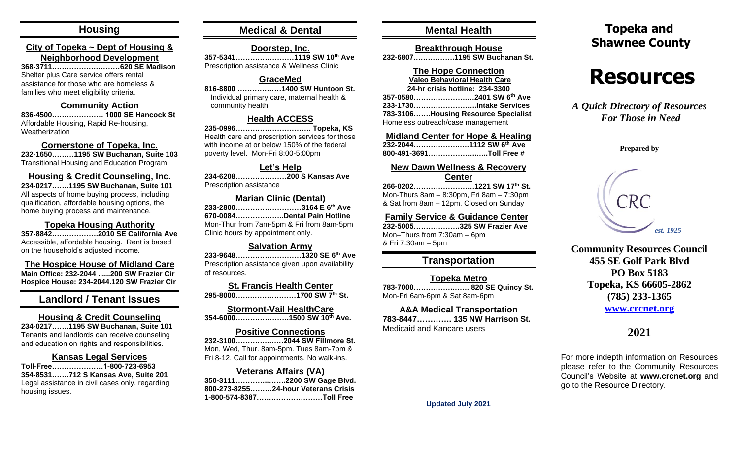## Housing

### City of Topeka ~ Dept of Housing & Neighborhood Development

**368-3711……………………….620 SE Madison**
Shelter plus Care service offers rental assistance for those who are homeless & families who meet eligibility criteria.

### Community Action

**836-4500………………… 1000 SE Hancock St**
Affordable Housing, Rapid Re-housing, Weatherization

### Cornerstone of Topeka, Inc.

**232-1650………1195 SW Buchanan, Suite 103**
Transitional Housing and Education Program

### Housing & Credit Counseling, Inc.

**234-0217…….1195 SW Buchanan, Suite 101**
All aspects of home buying process, including qualification, affordable housing options, the home buying process and maintenance.

### Topeka Housing Authority

**357-8842………………2010 SE California Ave**
Accessible, affordable housing. Rent is based on the household's adjusted income.

### The Hospice House of Midland Care

**Main Office: 232-2044 ......200 SW Frazier Cir**
**Hospice House: 234-2044.120 SW Frazier Cir**

## Landlord / Tenant Issues

### Housing & Credit Counseling

**234-0217…….1195 SW Buchanan, Suite 101**
Tenants and landlords can receive counseling and education on rights and responsibilities.

### Kansas Legal Services

**Toll-Free…………………1-800-723-6953**
**354-8531…….712 S Kansas Ave, Suite 201**
Legal assistance in civil cases only, regarding housing issues.

## Medical & Dental

### Doorstep, Inc.

**357-5341……………………1119 SW 10th Ave**
Prescription assistance & Wellness Clinic

### GraceMed

**816-8800 ………………1400 SW Huntoon St.**
Individual primary care, maternal health & community health

### Health ACCESS

**235-0996…………………………. Topeka, KS**
Health care and prescription services for those with income at or below 150% of the federal poverty level. Mon-Fri 8:00-5:00pm

### Let's Help

**234-6208…………………200 S Kansas Ave**
Prescription assistance

### Marian Clinic (Dental)

**233-2800………………………3164 E 6th Ave**
**670-0084………………..Dental Pain Hotline**
Mon-Thur from 7am-5pm & Fri from 8am-5pm
Clinic hours by appointment only.

### Salvation Army

**233-9648………………………1320 SE 6th Ave**
Prescription assistance given upon availability of resources.

### St. Francis Health Center

**295-8000……………………1700 SW 7th St.**

### Stormont-Vail HealthCare

**354-6000………………….1500 SW 10th Ave.**

### Positive Connections

**232-3100………………2044 SW Fillmore St.**
Mon, Wed, Thur. 8am-5pm. Tues 8am-7pm & Fri 8-12. Call for appointments. No walk-ins.

### Veterans Affairs (VA)

**350-3111……………….2200 SW Gage Blvd.**
**800-273-8255………24-hour Veterans Crisis**
**1-800-574-8387………………………Toll Free**

## Mental Health

### Breakthrough House

**232-6807……………..1195 SW Buchanan St.**

### The Hope Connection

**Valeo Behavioral Health Care**
**24-hr crisis hotline: 234-3300**
**357-0580……………………2401 SW 6th Ave**
**233-1730……………………..Intake Services**
**783-3106…….Housing Resource Specialist**
Homeless outreach/case management

### Midland Center for Hope & Healing

**232-2044…………………1112 SW 6th Ave**
**800-491-3691…………………….Toll Free #**

### New Dawn Wellness & Recovery Center

**266-0202……………………1221 SW 17th St.**
Mon-Thurs 8am – 8:30pm, Fri 8am – 7:30pm & Sat from 8am – 12pm. Closed on Sunday

### Family Service & Guidance Center

**232-5005………………..325 SW Frazier Ave**
Mon–Thurs from 7:30am – 6pm
& Fri 7:30am – 5pm

## Transportation

### Topeka Metro

**783-7000………………… 820 SE Quincy St.**
Mon-Fri 6am-6pm & Sat 8am-6pm

### A&A Medical Transportation

**783-8447…………. 135 NW Harrison St.**
Medicaid and Kancare users

**Updated July 2021**

# Topeka and Shawnee County

# Resources

*A Quick Directory of Resources For Those in Need*

**Prepared by**

CRC
*est. 1925*

**Community Resources Council**
**455 SE Golf Park Blvd**
**PO Box 5183**
**Topeka, KS 66605-2862**
**(785) 233-1365**
**www.crcnet.org**

## 2021

For more indepth information on Resources please refer to the Community Resources Council's Website at **www.crcnet.org** and go to the Resource Directory.